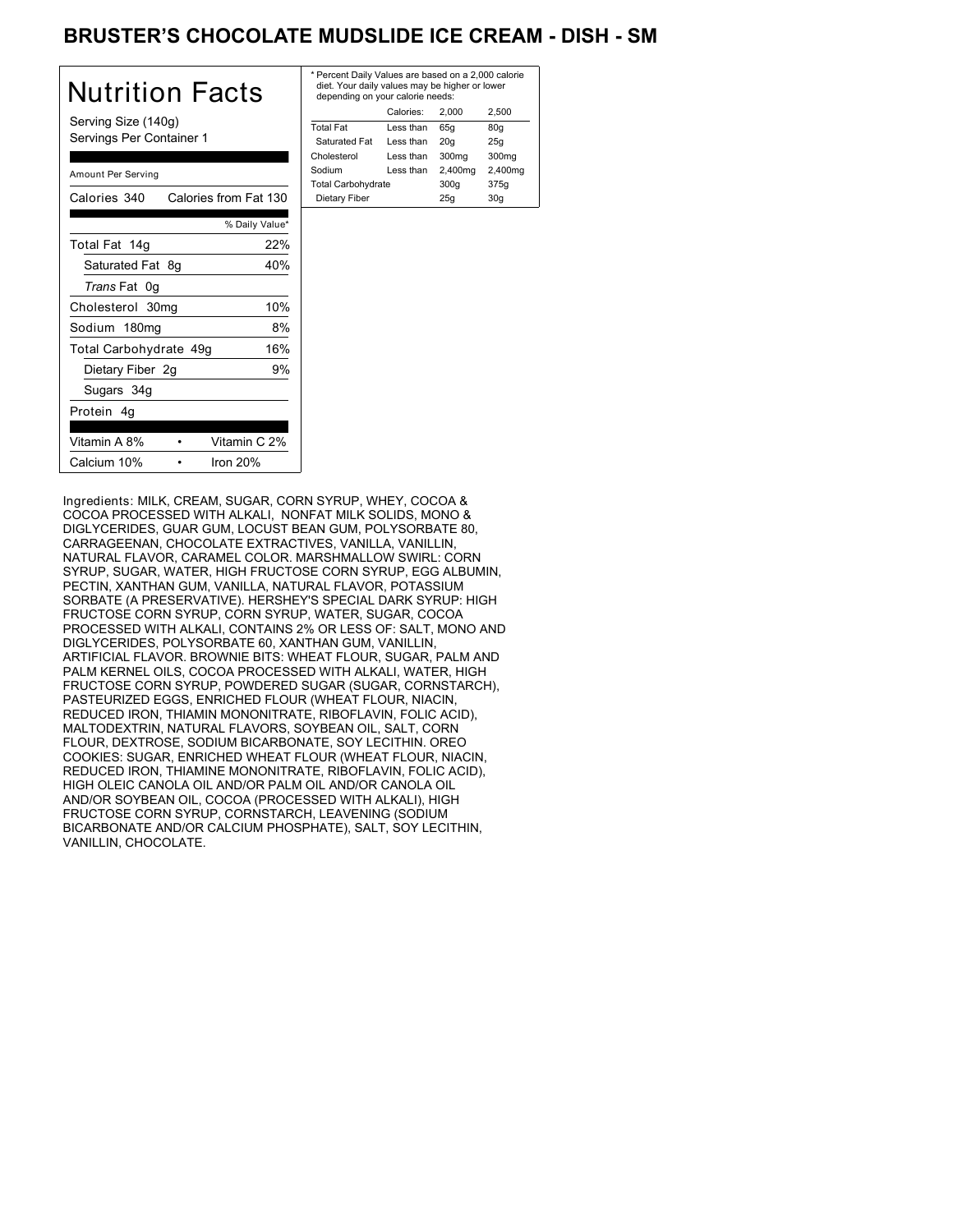# BRUSTER'S CHOCOLATE MUDSLIDE ICE CREAM - DISH - SM

## Nutrition Facts

Serving Size (140g)
Servings Per Container 1

Amount Per Serving

| Calories 340 | Calories from Fat 130 |
|---|---|
| | % Daily Value* |
| Total Fat 14g | 22% |
| Saturated Fat 8g | 40% |
| *Trans* Fat 0g | |
| Cholesterol 30mg | 10% |
| Sodium 180mg | 8% |
| Total Carbohydrate 49g | 16% |
| Dietary Fiber 2g | 9% |
| Sugars 34g | |
| Protein 4g | |

| Vitamin A 8% | Vitamin C 2% |
|---|---|
| Calcium 10% | Iron 20% |

* Percent Daily Values are based on a 2,000 calorie diet. Your daily values may be higher or lower depending on your calorie needs:

| | Calories: | 2,000 | 2,500 |
|---|---|---|---|
| Total Fat | Less than | 65g | 80g |
| Saturated Fat | Less than | 20g | 25g |
| Cholesterol | Less than | 300mg | 300mg |
| Sodium | Less than | 2,400mg | 2,400mg |
| Total Carbohydrate | | 300g | 375g |
| Dietary Fiber | | 25g | 30g |

Ingredients: MILK, CREAM, SUGAR, CORN SYRUP, WHEY, COCOA & COCOA PROCESSED WITH ALKALI, NONFAT MILK SOLIDS, MONO & DIGLYCERIDES, GUAR GUM, LOCUST BEAN GUM, POLYSORBATE 80, CARRAGEENAN, CHOCOLATE EXTRACTIVES, VANILLA, VANILLIN, NATURAL FLAVOR, CARAMEL COLOR. MARSHMALLOW SWIRL: CORN SYRUP, SUGAR, WATER, HIGH FRUCTOSE CORN SYRUP, EGG ALBUMIN, PECTIN, XANTHAN GUM, VANILLA, NATURAL FLAVOR, POTASSIUM SORBATE (A PRESERVATIVE). HERSHEY'S SPECIAL DARK SYRUP: HIGH FRUCTOSE CORN SYRUP, CORN SYRUP, WATER, SUGAR, COCOA PROCESSED WITH ALKALI, CONTAINS 2% OR LESS OF: SALT, MONO AND DIGLYCERIDES, POLYSORBATE 60, XANTHAN GUM, VANILLIN, ARTIFICIAL FLAVOR. BROWNIE BITS: WHEAT FLOUR, SUGAR, PALM AND PALM KERNEL OILS, COCOA PROCESSED WITH ALKALI, WATER, HIGH FRUCTOSE CORN SYRUP, POWDERED SUGAR (SUGAR, CORNSTARCH), PASTEURIZED EGGS, ENRICHED FLOUR (WHEAT FLOUR, NIACIN, REDUCED IRON, THIAMIN MONONITRATE, RIBOFLAVIN, FOLIC ACID), MALTODEXTRIN, NATURAL FLAVORS, SOYBEAN OIL, SALT, CORN FLOUR, DEXTROSE, SODIUM BICARBONATE, SOY LECITHIN. OREO COOKIES: SUGAR, ENRICHED WHEAT FLOUR (WHEAT FLOUR, NIACIN, REDUCED IRON, THIAMINE MONONITRATE, RIBOFLAVIN, FOLIC ACID), HIGH OLEIC CANOLA OIL AND/OR PALM OIL AND/OR CANOLA OIL AND/OR SOYBEAN OIL, COCOA (PROCESSED WITH ALKALI), HIGH FRUCTOSE CORN SYRUP, CORNSTARCH, LEAVENING (SODIUM BICARBONATE AND/OR CALCIUM PHOSPHATE), SALT, SOY LECITHIN, VANILLIN, CHOCOLATE.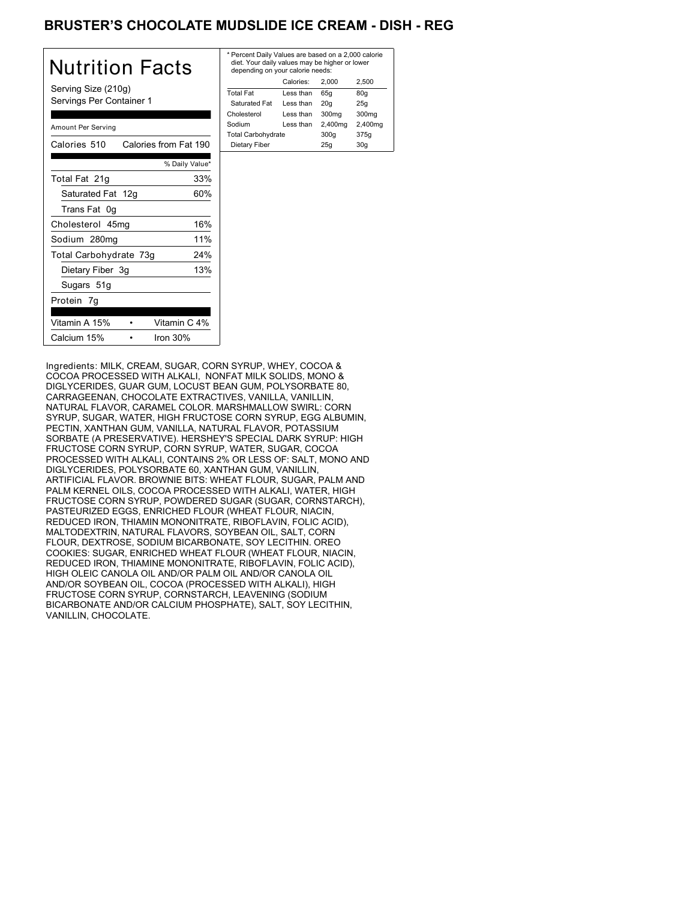# BRUSTER'S CHOCOLATE MUDSLIDE ICE CREAM - DISH - REG

## Nutrition Facts

Serving Size (210g)
Servings Per Container 1

Amount Per Serving

| Calories 510 | Calories from Fat 190 |
|---|---|
| | % Daily Value* |
| Total Fat 21g | 33% |
| Saturated Fat 12g | 60% |
| Trans Fat 0g | |
| Cholesterol 45mg | 16% |
| Sodium 280mg | 11% |
| Total Carbohydrate 73g | 24% |
| Dietary Fiber 3g | 13% |
| Sugars 51g | |
| Protein 7g | |

| Vitamin A 15% | • | Vitamin C 4% |
|---|---|---|
| Calcium 15% | • | Iron 30% |

* Percent Daily Values are based on a 2,000 calorie diet. Your daily values may be higher or lower depending on your calorie needs:

| | Calories: | 2,000 | 2,500 |
|---|---|---|---|
| Total Fat | Less than | 65g | 80g |
| Saturated Fat | Less than | 20g | 25g |
| Cholesterol | Less than | 300mg | 300mg |
| Sodium | Less than | 2,400mg | 2,400mg |
| Total Carbohydrate | | 300g | 375g |
| Dietary Fiber | | 25g | 30g |

Ingredients: MILK, CREAM, SUGAR, CORN SYRUP, WHEY, COCOA & COCOA PROCESSED WITH ALKALI, NONFAT MILK SOLIDS, MONO & DIGLYCERIDES, GUAR GUM, LOCUST BEAN GUM, POLYSORBATE 80, CARRAGEENAN, CHOCOLATE EXTRACTIVES, VANILLA, VANILLIN, NATURAL FLAVOR, CARAMEL COLOR. MARSHMALLOW SWIRL: CORN SYRUP, SUGAR, WATER, HIGH FRUCTOSE CORN SYRUP, EGG ALBUMIN, PECTIN, XANTHAN GUM, VANILLA, NATURAL FLAVOR, POTASSIUM SORBATE (A PRESERVATIVE). HERSHEY'S SPECIAL DARK SYRUP: HIGH FRUCTOSE CORN SYRUP, CORN SYRUP, WATER, SUGAR, COCOA PROCESSED WITH ALKALI, CONTAINS 2% OR LESS OF: SALT, MONO AND DIGLYCERIDES, POLYSORBATE 60, XANTHAN GUM, VANILLIN, ARTIFICIAL FLAVOR. BROWNIE BITS: WHEAT FLOUR, SUGAR, PALM AND PALM KERNEL OILS, COCOA PROCESSED WITH ALKALI, WATER, HIGH FRUCTOSE CORN SYRUP, POWDERED SUGAR (SUGAR, CORNSTARCH), PASTEURIZED EGGS, ENRICHED FLOUR (WHEAT FLOUR, NIACIN, REDUCED IRON, THIAMIN MONONITRATE, RIBOFLAVIN, FOLIC ACID), MALTODEXTRIN, NATURAL FLAVORS, SOYBEAN OIL, SALT, CORN FLOUR, DEXTROSE, SODIUM BICARBONATE, SOY LECITHIN. OREO COOKIES: SUGAR, ENRICHED WHEAT FLOUR (WHEAT FLOUR, NIACIN, REDUCED IRON, THIAMINE MONONITRATE, RIBOFLAVIN, FOLIC ACID), HIGH OLEIC CANOLA OIL AND/OR PALM OIL AND/OR CANOLA OIL AND/OR SOYBEAN OIL, COCOA (PROCESSED WITH ALKALI), HIGH FRUCTOSE CORN SYRUP, CORNSTARCH, LEAVENING (SODIUM BICARBONATE AND/OR CALCIUM PHOSPHATE), SALT, SOY LECITHIN, VANILLIN, CHOCOLATE.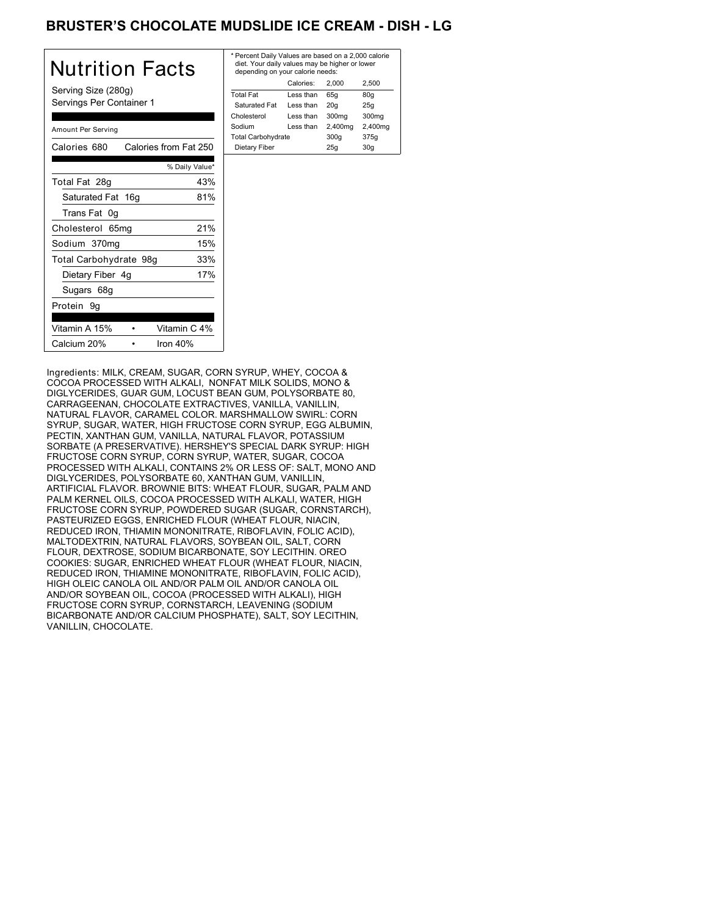# BRUSTER'S CHOCOLATE MUDSLIDE ICE CREAM - DISH - LG

## Nutrition Facts

Serving Size (280g)
Servings Per Container 1

Amount Per Serving

| Calories 680 | Calories from Fat 250 |
|---|---|
| | % Daily Value* |
| Total Fat 28g | 43% |
| Saturated Fat 16g | 81% |
| Trans Fat 0g | |
| Cholesterol 65mg | 21% |
| Sodium 370mg | 15% |
| Total Carbohydrate 98g | 33% |
| Dietary Fiber 4g | 17% |
| Sugars 68g | |
| Protein 9g | |
| Vitamin A 15% | Vitamin C 4% |
| Calcium 20% | Iron 40% |

* Percent Daily Values are based on a 2,000 calorie diet. Your daily values may be higher or lower depending on your calorie needs:

| | Calories: | 2,000 | 2,500 |
|---|---|---|---|
| Total Fat | Less than | 65g | 80g |
| Saturated Fat | Less than | 20g | 25g |
| Cholesterol | Less than | 300mg | 300mg |
| Sodium | Less than | 2,400mg | 2,400mg |
| Total Carbohydrate | | 300g | 375g |
| Dietary Fiber | | 25g | 30g |

Ingredients: MILK, CREAM, SUGAR, CORN SYRUP, WHEY, COCOA & COCOA PROCESSED WITH ALKALI, NONFAT MILK SOLIDS, MONO & DIGLYCERIDES, GUAR GUM, LOCUST BEAN GUM, POLYSORBATE 80, CARRAGEENAN, CHOCOLATE EXTRACTIVES, VANILLA, VANILLIN, NATURAL FLAVOR, CARAMEL COLOR. MARSHMALLOW SWIRL: CORN SYRUP, SUGAR, WATER, HIGH FRUCTOSE CORN SYRUP, EGG ALBUMIN, PECTIN, XANTHAN GUM, VANILLA, NATURAL FLAVOR, POTASSIUM SORBATE (A PRESERVATIVE). HERSHEY'S SPECIAL DARK SYRUP: HIGH FRUCTOSE CORN SYRUP, CORN SYRUP, WATER, SUGAR, COCOA PROCESSED WITH ALKALI, CONTAINS 2% OR LESS OF: SALT, MONO AND DIGLYCERIDES, POLYSORBATE 60, XANTHAN GUM, VANILLIN, ARTIFICIAL FLAVOR. BROWNIE BITS: WHEAT FLOUR, SUGAR, PALM AND PALM KERNEL OILS, COCOA PROCESSED WITH ALKALI, WATER, HIGH FRUCTOSE CORN SYRUP, POWDERED SUGAR (SUGAR, CORNSTARCH), PASTEURIZED EGGS, ENRICHED FLOUR (WHEAT FLOUR, NIACIN, REDUCED IRON, THIAMIN MONONITRATE, RIBOFLAVIN, FOLIC ACID), MALTODEXTRIN, NATURAL FLAVORS, SOYBEAN OIL, SALT, CORN FLOUR, DEXTROSE, SODIUM BICARBONATE, SOY LECITHIN. OREO COOKIES: SUGAR, ENRICHED WHEAT FLOUR (WHEAT FLOUR, NIACIN, REDUCED IRON, THIAMINE MONONITRATE, RIBOFLAVIN, FOLIC ACID), HIGH OLEIC CANOLA OIL AND/OR PALM OIL AND/OR CANOLA OIL AND/OR SOYBEAN OIL, COCOA (PROCESSED WITH ALKALI), HIGH FRUCTOSE CORN SYRUP, CORNSTARCH, LEAVENING (SODIUM BICARBONATE AND/OR CALCIUM PHOSPHATE), SALT, SOY LECITHIN, VANILLIN, CHOCOLATE.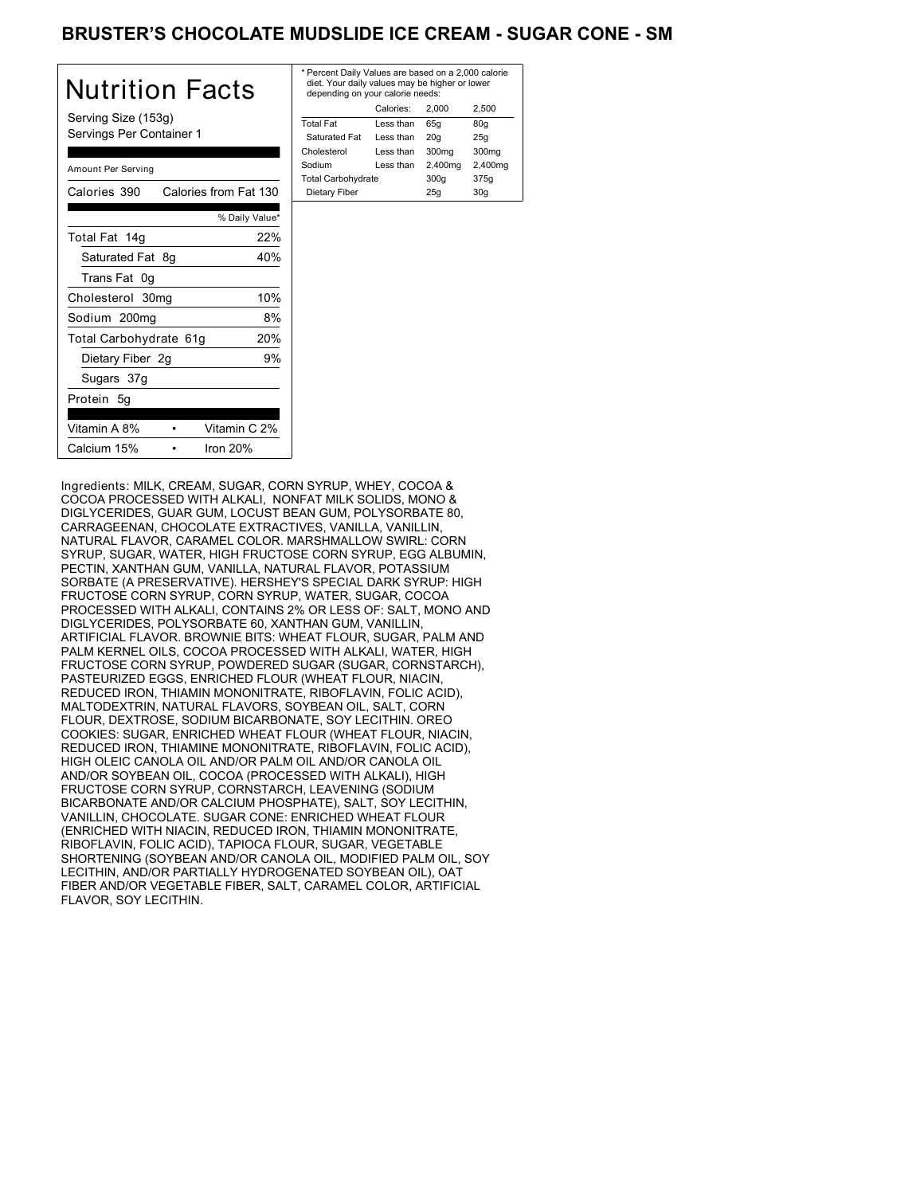# BRUSTER'S CHOCOLATE MUDSLIDE ICE CREAM - SUGAR CONE - SM

## Nutrition Facts

Serving Size (153g)
Servings Per Container 1

Amount Per Serving

| Calories 390 | Calories from Fat 130 |
|---|---|
| | % Daily Value* |
| Total Fat 14g | 22% |
| Saturated Fat 8g | 40% |
| Trans Fat 0g | |
| Cholesterol 30mg | 10% |
| Sodium 200mg | 8% |
| Total Carbohydrate 61g | 20% |
| Dietary Fiber 2g | 9% |
| Sugars 37g | |
| Protein 5g | |

| Vitamin A 8% | • | Vitamin C 2% |
|---|---|---|
| Calcium 15% | • | Iron 20% |

* Percent Daily Values are based on a 2,000 calorie diet. Your daily values may be higher or lower depending on your calorie needs:

| | Calories: | 2,000 | 2,500 |
|---|---|---|---|
| Total Fat | Less than | 65g | 80g |
| Saturated Fat | Less than | 20g | 25g |
| Cholesterol | Less than | 300mg | 300mg |
| Sodium | Less than | 2,400mg | 2,400mg |
| Total Carbohydrate | | 300g | 375g |
| Dietary Fiber | | 25g | 30g |

Ingredients: MILK, CREAM, SUGAR, CORN SYRUP, WHEY, COCOA & COCOA PROCESSED WITH ALKALI, NONFAT MILK SOLIDS, MONO & DIGLYCERIDES, GUAR GUM, LOCUST BEAN GUM, POLYSORBATE 80, CARRAGEENAN, CHOCOLATE EXTRACTIVES, VANILLA, VANILLIN, NATURAL FLAVOR, CARAMEL COLOR. MARSHMALLOW SWIRL: CORN SYRUP, SUGAR, WATER, HIGH FRUCTOSE CORN SYRUP, EGG ALBUMIN, PECTIN, XANTHAN GUM, VANILLA, NATURAL FLAVOR, POTASSIUM SORBATE (A PRESERVATIVE). HERSHEY'S SPECIAL DARK SYRUP: HIGH FRUCTOSE CORN SYRUP, CORN SYRUP, WATER, SUGAR, COCOA PROCESSED WITH ALKALI, CONTAINS 2% OR LESS OF: SALT, MONO AND DIGLYCERIDES, POLYSORBATE 60, XANTHAN GUM, VANILLIN, ARTIFICIAL FLAVOR. BROWNIE BITS: WHEAT FLOUR, SUGAR, PALM AND PALM KERNEL OILS, COCOA PROCESSED WITH ALKALI, WATER, HIGH FRUCTOSE CORN SYRUP, POWDERED SUGAR (SUGAR, CORNSTARCH), PASTEURIZED EGGS, ENRICHED FLOUR (WHEAT FLOUR, NIACIN, REDUCED IRON, THIAMIN MONONITRATE, RIBOFLAVIN, FOLIC ACID), MALTODEXTRIN, NATURAL FLAVORS, SOYBEAN OIL, SALT, CORN FLOUR, DEXTROSE, SODIUM BICARBONATE, SOY LECITHIN. OREO COOKIES: SUGAR, ENRICHED WHEAT FLOUR (WHEAT FLOUR, NIACIN, REDUCED IRON, THIAMINE MONONITRATE, RIBOFLAVIN, FOLIC ACID), HIGH OLEIC CANOLA OIL AND/OR PALM OIL AND/OR CANOLA OIL AND/OR SOYBEAN OIL, COCOA (PROCESSED WITH ALKALI), HIGH FRUCTOSE CORN SYRUP, CORNSTARCH, LEAVENING (SODIUM BICARBONATE AND/OR CALCIUM PHOSPHATE), SALT, SOY LECITHIN, VANILLIN, CHOCOLATE. SUGAR CONE: ENRICHED WHEAT FLOUR (ENRICHED WITH NIACIN, REDUCED IRON, THIAMIN MONONITRATE, RIBOFLAVIN, FOLIC ACID), TAPIOCA FLOUR, SUGAR, VEGETABLE SHORTENING (SOYBEAN AND/OR CANOLA OIL, MODIFIED PALM OIL, SOY LECITHIN, AND/OR PARTIALLY HYDROGENATED SOYBEAN OIL), OAT FIBER AND/OR VEGETABLE FIBER, SALT, CARAMEL COLOR, ARTIFICIAL FLAVOR, SOY LECITHIN.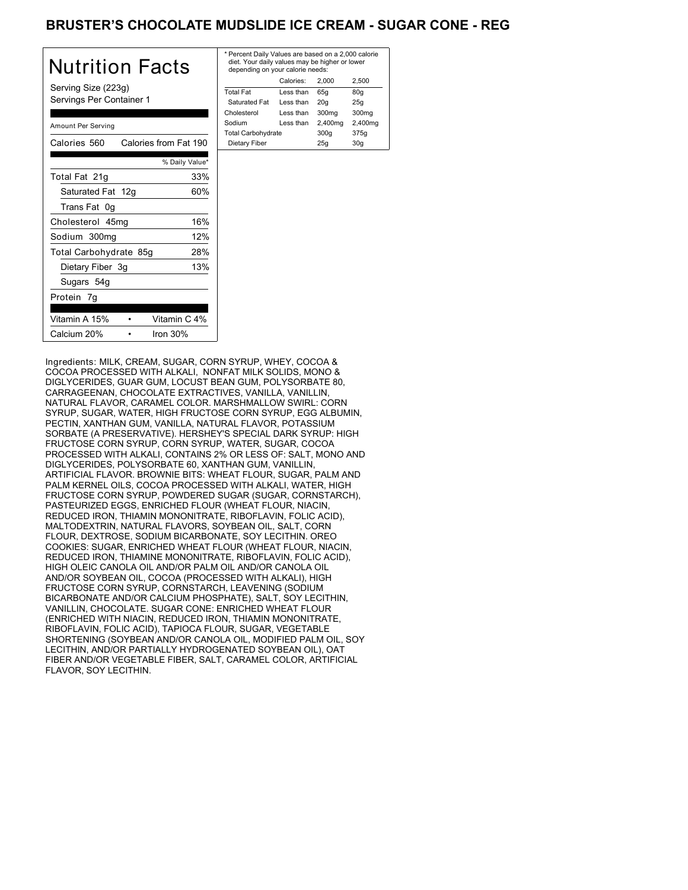# BRUSTER'S CHOCOLATE MUDSLIDE ICE CREAM - SUGAR CONE - REG

## Nutrition Facts

Serving Size (223g)
Servings Per Container 1

Amount Per Serving

| Calories 560 | Calories from Fat 190 |
|---|---|
| | % Daily Value* |
| Total Fat 21g | 33% |
| Saturated Fat 12g | 60% |
| Trans Fat 0g | |
| Cholesterol 45mg | 16% |
| Sodium 300mg | 12% |
| Total Carbohydrate 85g | 28% |
| Dietary Fiber 3g | 13% |
| Sugars 54g | |
| Protein 7g | |

| Vitamin A 15% | • | Vitamin C 4% |
|---|---|---|
| Calcium 20% | • | Iron 30% |

* Percent Daily Values are based on a 2,000 calorie diet. Your daily values may be higher or lower depending on your calorie needs:

| | Calories: | 2,000 | 2,500 |
|---|---|---|---|
| Total Fat | Less than | 65g | 80g |
| Saturated Fat | Less than | 20g | 25g |
| Cholesterol | Less than | 300mg | 300mg |
| Sodium | Less than | 2,400mg | 2,400mg |
| Total Carbohydrate | | 300g | 375g |
| Dietary Fiber | | 25g | 30g |

Ingredients: MILK, CREAM, SUGAR, CORN SYRUP, WHEY, COCOA & COCOA PROCESSED WITH ALKALI, NONFAT MILK SOLIDS, MONO & DIGLYCERIDES, GUAR GUM, LOCUST BEAN GUM, POLYSORBATE 80, CARRAGEENAN, CHOCOLATE EXTRACTIVES, VANILLA, VANILLIN, NATURAL FLAVOR, CARAMEL COLOR. MARSHMALLOW SWIRL: CORN SYRUP, SUGAR, WATER, HIGH FRUCTOSE CORN SYRUP, EGG ALBUMIN, PECTIN, XANTHAN GUM, VANILLA, NATURAL FLAVOR, POTASSIUM SORBATE (A PRESERVATIVE). HERSHEY'S SPECIAL DARK SYRUP: HIGH FRUCTOSE CORN SYRUP, CORN SYRUP, WATER, SUGAR, COCOA PROCESSED WITH ALKALI, CONTAINS 2% OR LESS OF: SALT, MONO AND DIGLYCERIDES, POLYSORBATE 60, XANTHAN GUM, VANILLIN, ARTIFICIAL FLAVOR. BROWNIE BITS: WHEAT FLOUR, SUGAR, PALM AND PALM KERNEL OILS, COCOA PROCESSED WITH ALKALI, WATER, HIGH FRUCTOSE CORN SYRUP, POWDERED SUGAR (SUGAR, CORNSTARCH), PASTEURIZED EGGS, ENRICHED FLOUR (WHEAT FLOUR, NIACIN, REDUCED IRON, THIAMIN MONONITRATE, RIBOFLAVIN, FOLIC ACID), MALTODEXTRIN, NATURAL FLAVORS, SOYBEAN OIL, SALT, CORN FLOUR, DEXTROSE, SODIUM BICARBONATE, SOY LECITHIN. OREO COOKIES: SUGAR, ENRICHED WHEAT FLOUR (WHEAT FLOUR, NIACIN, REDUCED IRON, THIAMINE MONONITRATE, RIBOFLAVIN, FOLIC ACID), HIGH OLEIC CANOLA OIL AND/OR PALM OIL AND/OR CANOLA OIL AND/OR SOYBEAN OIL, COCOA (PROCESSED WITH ALKALI), HIGH FRUCTOSE CORN SYRUP, CORNSTARCH, LEAVENING (SODIUM BICARBONATE AND/OR CALCIUM PHOSPHATE), SALT, SOY LECITHIN, VANILLIN, CHOCOLATE. SUGAR CONE: ENRICHED WHEAT FLOUR (ENRICHED WITH NIACIN, REDUCED IRON, THIAMIN MONONITRATE, RIBOFLAVIN, FOLIC ACID), TAPIOCA FLOUR, SUGAR, VEGETABLE SHORTENING (SOYBEAN AND/OR CANOLA OIL, MODIFIED PALM OIL, SOY LECITHIN, AND/OR PARTIALLY HYDROGENATED SOYBEAN OIL), OAT FIBER AND/OR VEGETABLE FIBER, SALT, CARAMEL COLOR, ARTIFICIAL FLAVOR, SOY LECITHIN.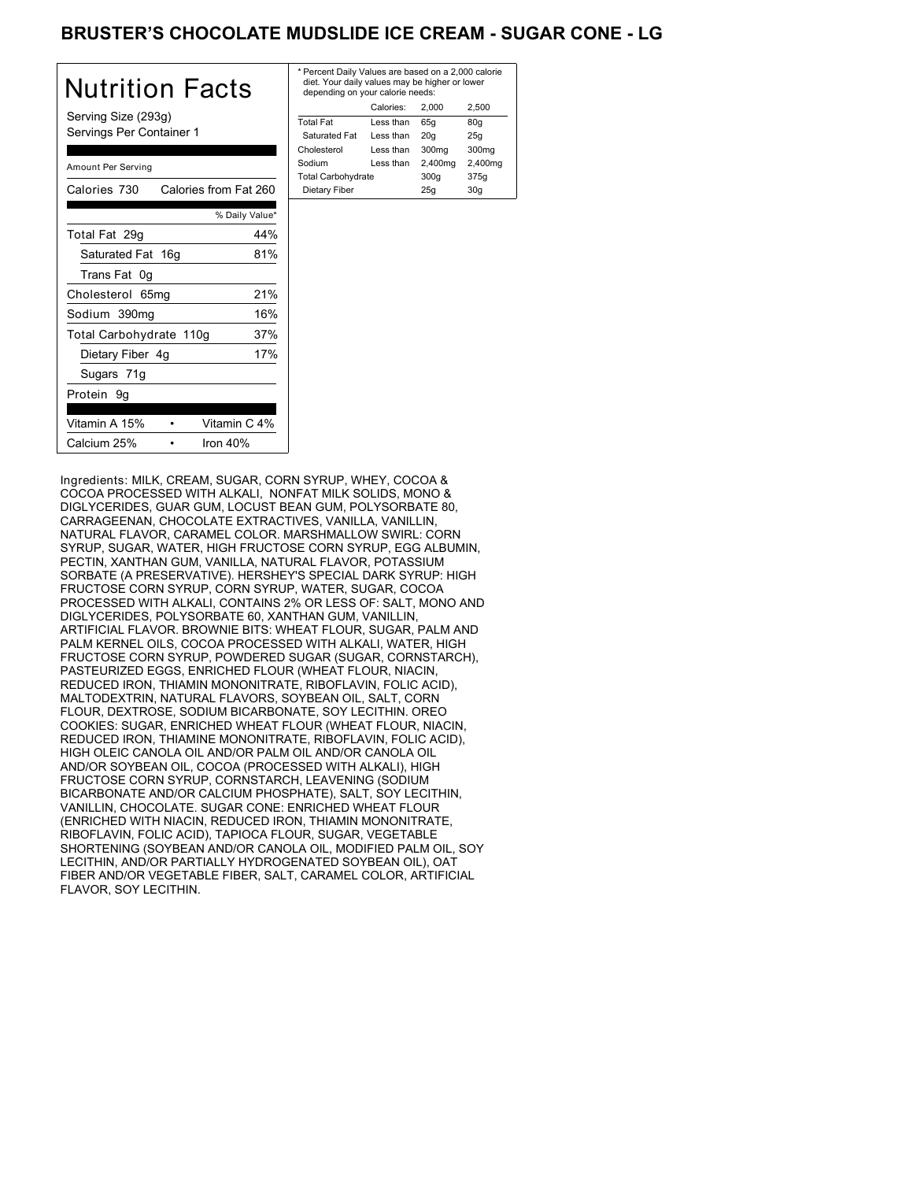# BRUSTER'S CHOCOLATE MUDSLIDE ICE CREAM - SUGAR CONE - LG

## Nutrition Facts

Serving Size (293g)
Servings Per Container 1

Amount Per Serving

| Calories 730 | Calories from Fat 260 |
|---|---|
| | % Daily Value* |
| Total Fat 29g | 44% |
| Saturated Fat 16g | 81% |
| Trans Fat 0g | |
| Cholesterol 65mg | 21% |
| Sodium 390mg | 16% |
| Total Carbohydrate 110g | 37% |
| Dietary Fiber 4g | 17% |
| Sugars 71g | |
| Protein 9g | |

| Vitamin A 15% | • | Vitamin C 4% |
|---|---|---|
| Calcium 25% | • | Iron 40% |

* Percent Daily Values are based on a 2,000 calorie diet. Your daily values may be higher or lower depending on your calorie needs:

| | Calories: | 2,000 | 2,500 |
|---|---|---|---|
| Total Fat | Less than | 65g | 80g |
| Saturated Fat | Less than | 20g | 25g |
| Cholesterol | Less than | 300mg | 300mg |
| Sodium | Less than | 2,400mg | 2,400mg |
| Total Carbohydrate | | 300g | 375g |
| Dietary Fiber | | 25g | 30g |

Ingredients: MILK, CREAM, SUGAR, CORN SYRUP, WHEY, COCOA & COCOA PROCESSED WITH ALKALI, NONFAT MILK SOLIDS, MONO & DIGLYCERIDES, GUAR GUM, LOCUST BEAN GUM, POLYSORBATE 80, CARRAGEENAN, CHOCOLATE EXTRACTIVES, VANILLA, VANILLIN, NATURAL FLAVOR, CARAMEL COLOR. MARSHMALLOW SWIRL: CORN SYRUP, SUGAR, WATER, HIGH FRUCTOSE CORN SYRUP, EGG ALBUMIN, PECTIN, XANTHAN GUM, VANILLA, NATURAL FLAVOR, POTASSIUM SORBATE (A PRESERVATIVE). HERSHEY'S SPECIAL DARK SYRUP: HIGH FRUCTOSE CORN SYRUP, CORN SYRUP, WATER, SUGAR, COCOA PROCESSED WITH ALKALI, CONTAINS 2% OR LESS OF: SALT, MONO AND DIGLYCERIDES, POLYSORBATE 60, XANTHAN GUM, VANILLIN, ARTIFICIAL FLAVOR. BROWNIE BITS: WHEAT FLOUR, SUGAR, PALM AND PALM KERNEL OILS, COCOA PROCESSED WITH ALKALI, WATER, HIGH FRUCTOSE CORN SYRUP, POWDERED SUGAR (SUGAR, CORNSTARCH), PASTEURIZED EGGS, ENRICHED FLOUR (WHEAT FLOUR, NIACIN, REDUCED IRON, THIAMIN MONONITRATE, RIBOFLAVIN, FOLIC ACID), MALTODEXTRIN, NATURAL FLAVORS, SOYBEAN OIL, SALT, CORN FLOUR, DEXTROSE, SODIUM BICARBONATE, SOY LECITHIN. OREO COOKIES: SUGAR, ENRICHED WHEAT FLOUR (WHEAT FLOUR, NIACIN, REDUCED IRON, THIAMINE MONONITRATE, RIBOFLAVIN, FOLIC ACID), HIGH OLEIC CANOLA OIL AND/OR PALM OIL AND/OR CANOLA OIL AND/OR SOYBEAN OIL, COCOA (PROCESSED WITH ALKALI), HIGH FRUCTOSE CORN SYRUP, CORNSTARCH, LEAVENING (SODIUM BICARBONATE AND/OR CALCIUM PHOSPHATE), SALT, SOY LECITHIN, VANILLIN, CHOCOLATE. SUGAR CONE: ENRICHED WHEAT FLOUR (ENRICHED WITH NIACIN, REDUCED IRON, THIAMIN MONONITRATE, RIBOFLAVIN, FOLIC ACID), TAPIOCA FLOUR, SUGAR, VEGETABLE SHORTENING (SOYBEAN AND/OR CANOLA OIL, MODIFIED PALM OIL, SOY LECITHIN, AND/OR PARTIALLY HYDROGENATED SOYBEAN OIL), OAT FIBER AND/OR VEGETABLE FIBER, SALT, CARAMEL COLOR, ARTIFICIAL FLAVOR, SOY LECITHIN.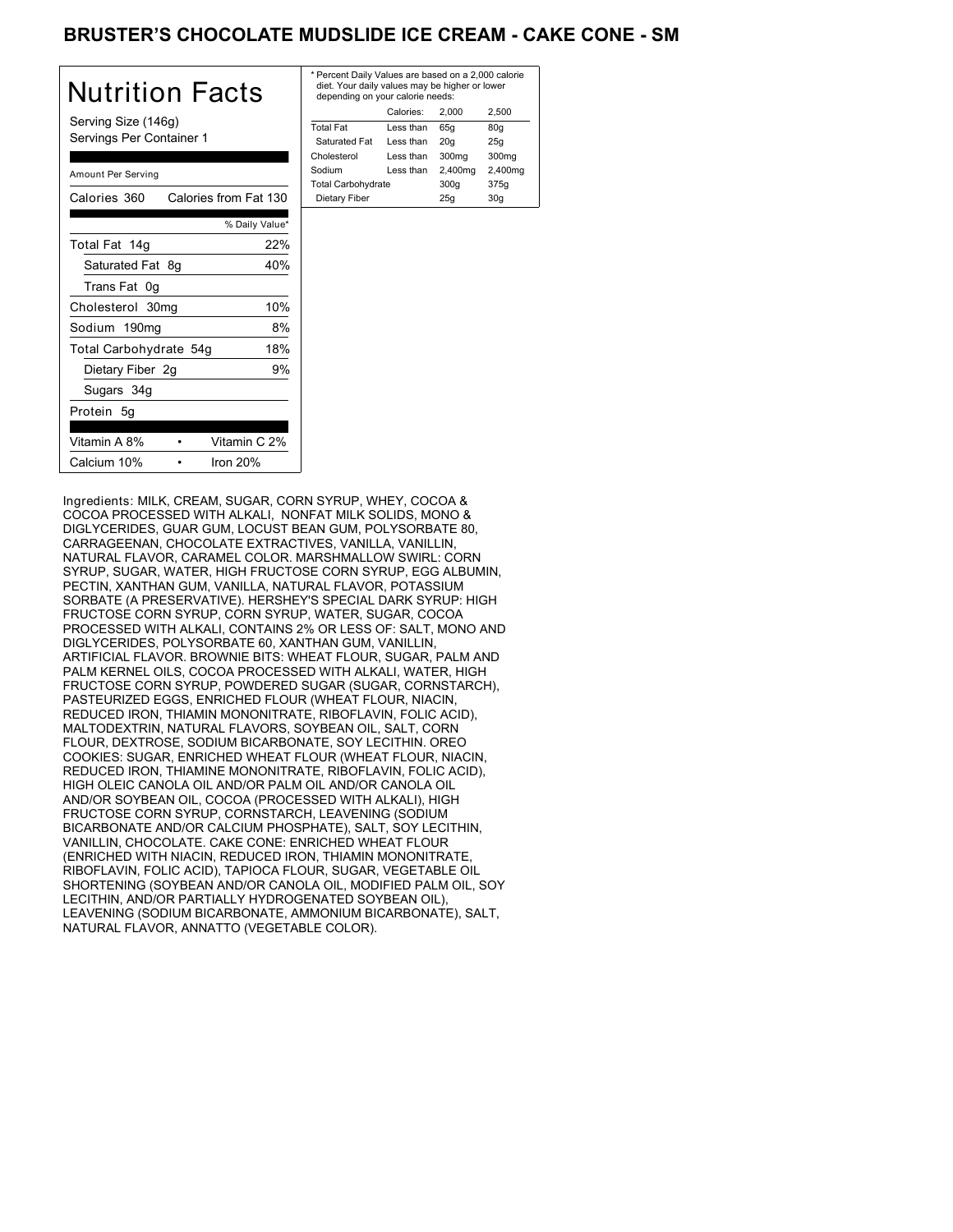# BRUSTER'S CHOCOLATE MUDSLIDE ICE CREAM - CAKE CONE - SM

## Nutrition Facts

Serving Size (146g)
Servings Per Container 1

Amount Per Serving

| Calories 360 | Calories from Fat 130 |
|---|---|
| | % Daily Value* |
| Total Fat 14g | 22% |
| Saturated Fat 8g | 40% |
| Trans Fat 0g | |
| Cholesterol 30mg | 10% |
| Sodium 190mg | 8% |
| Total Carbohydrate 54g | 18% |
| Dietary Fiber 2g | 9% |
| Sugars 34g | |
| Protein 5g | |

| Vitamin A 8% | • | Vitamin C 2% |
|---|---|---|
| Calcium 10% | • | Iron 20% |

\* Percent Daily Values are based on a 2,000 calorie diet. Your daily values may be higher or lower depending on your calorie needs:

| | Calories: | 2,000 | 2,500 |
|---|---|---|---|
| Total Fat | Less than | 65g | 80g |
| Saturated Fat | Less than | 20g | 25g |
| Cholesterol | Less than | 300mg | 300mg |
| Sodium | Less than | 2,400mg | 2,400mg |
| Total Carbohydrate | | 300g | 375g |
| Dietary Fiber | | 25g | 30g |

Ingredients: MILK, CREAM, SUGAR, CORN SYRUP, WHEY, COCOA & COCOA PROCESSED WITH ALKALI, NONFAT MILK SOLIDS, MONO & DIGLYCERIDES, GUAR GUM, LOCUST BEAN GUM, POLYSORBATE 80, CARRAGEENAN, CHOCOLATE EXTRACTIVES, VANILLA, VANILLIN, NATURAL FLAVOR, CARAMEL COLOR. MARSHMALLOW SWIRL: CORN SYRUP, SUGAR, WATER, HIGH FRUCTOSE CORN SYRUP, EGG ALBUMIN, PECTIN, XANTHAN GUM, VANILLA, NATURAL FLAVOR, POTASSIUM SORBATE (A PRESERVATIVE). HERSHEY'S SPECIAL DARK SYRUP: HIGH FRUCTOSE CORN SYRUP, CORN SYRUP, WATER, SUGAR, COCOA PROCESSED WITH ALKALI, CONTAINS 2% OR LESS OF: SALT, MONO AND DIGLYCERIDES, POLYSORBATE 60, XANTHAN GUM, VANILLIN, ARTIFICIAL FLAVOR. BROWNIE BITS: WHEAT FLOUR, SUGAR, PALM AND PALM KERNEL OILS, COCOA PROCESSED WITH ALKALI, WATER, HIGH FRUCTOSE CORN SYRUP, POWDERED SUGAR (SUGAR, CORNSTARCH), PASTEURIZED EGGS, ENRICHED FLOUR (WHEAT FLOUR, NIACIN, REDUCED IRON, THIAMIN MONONITRATE, RIBOFLAVIN, FOLIC ACID), MALTODEXTRIN, NATURAL FLAVORS, SOYBEAN OIL, SALT, CORN FLOUR, DEXTROSE, SODIUM BICARBONATE, SOY LECITHIN. OREO COOKIES: SUGAR, ENRICHED WHEAT FLOUR (WHEAT FLOUR, NIACIN, REDUCED IRON, THIAMINE MONONITRATE, RIBOFLAVIN, FOLIC ACID), HIGH OLEIC CANOLA OIL AND/OR PALM OIL AND/OR CANOLA OIL AND/OR SOYBEAN OIL, COCOA (PROCESSED WITH ALKALI), HIGH FRUCTOSE CORN SYRUP, CORNSTARCH, LEAVENING (SODIUM BICARBONATE AND/OR CALCIUM PHOSPHATE), SALT, SOY LECITHIN, VANILLIN, CHOCOLATE. CAKE CONE: ENRICHED WHEAT FLOUR (ENRICHED WITH NIACIN, REDUCED IRON, THIAMIN MONONITRATE, RIBOFLAVIN, FOLIC ACID), TAPIOCA FLOUR, SUGAR, VEGETABLE OIL SHORTENING (SOYBEAN AND/OR CANOLA OIL, MODIFIED PALM OIL, SOY LECITHIN, AND/OR PARTIALLY HYDROGENATED SOYBEAN OIL), LEAVENING (SODIUM BICARBONATE, AMMONIUM BICARBONATE), SALT, NATURAL FLAVOR, ANNATTO (VEGETABLE COLOR).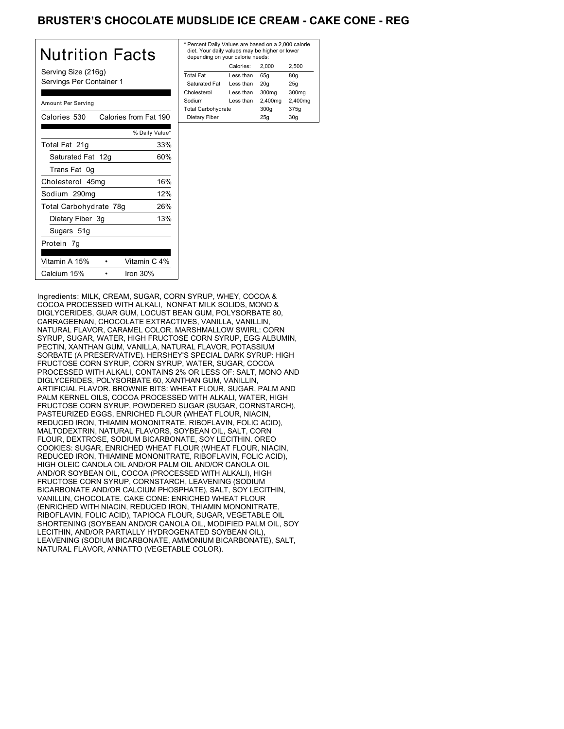# BRUSTER'S CHOCOLATE MUDSLIDE ICE CREAM - CAKE CONE - REG

## Nutrition Facts

Serving Size (216g)
Servings Per Container 1

Amount Per Serving

| Calories 530 | Calories from Fat 190 |
|---|---|
| | % Daily Value* |
| Total Fat 21g | 33% |
| Saturated Fat 12g | 60% |
| Trans Fat 0g | |
| Cholesterol 45mg | 16% |
| Sodium 290mg | 12% |
| Total Carbohydrate 78g | 26% |
| Dietary Fiber 3g | 13% |
| Sugars 51g | |
| Protein 7g | |

| Vitamin A 15% | Vitamin C 4% |
|---|---|
| Calcium 15% | Iron 30% |

* Percent Daily Values are based on a 2,000 calorie diet. Your daily values may be higher or lower depending on your calorie needs:

| | Calories: | 2,000 | 2,500 |
|---|---|---|---|
| Total Fat | Less than | 65g | 80g |
| Saturated Fat | Less than | 20g | 25g |
| Cholesterol | Less than | 300mg | 300mg |
| Sodium | Less than | 2,400mg | 2,400mg |
| Total Carbohydrate | | 300g | 375g |
| Dietary Fiber | | 25g | 30g |

Ingredients: MILK, CREAM, SUGAR, CORN SYRUP, WHEY, COCOA & COCOA PROCESSED WITH ALKALI, NONFAT MILK SOLIDS, MONO & DIGLYCERIDES, GUAR GUM, LOCUST BEAN GUM, POLYSORBATE 80, CARRAGEENAN, CHOCOLATE EXTRACTIVES, VANILLA, VANILLIN, NATURAL FLAVOR, CARAMEL COLOR. MARSHMALLOW SWIRL: CORN SYRUP, SUGAR, WATER, HIGH FRUCTOSE CORN SYRUP, EGG ALBUMIN, PECTIN, XANTHAN GUM, VANILLA, NATURAL FLAVOR, POTASSIUM SORBATE (A PRESERVATIVE). HERSHEY'S SPECIAL DARK SYRUP: HIGH FRUCTOSE CORN SYRUP, CORN SYRUP, WATER, SUGAR, COCOA PROCESSED WITH ALKALI, CONTAINS 2% OR LESS OF: SALT, MONO AND DIGLYCERIDES, POLYSORBATE 60, XANTHAN GUM, VANILLIN, ARTIFICIAL FLAVOR. BROWNIE BITS: WHEAT FLOUR, SUGAR, PALM AND PALM KERNEL OILS, COCOA PROCESSED WITH ALKALI, WATER, HIGH FRUCTOSE CORN SYRUP, POWDERED SUGAR (SUGAR, CORNSTARCH), PASTEURIZED EGGS, ENRICHED FLOUR (WHEAT FLOUR, NIACIN, REDUCED IRON, THIAMIN MONONITRATE, RIBOFLAVIN, FOLIC ACID), MALTODEXTRIN, NATURAL FLAVORS, SOYBEAN OIL, SALT, CORN FLOUR, DEXTROSE, SODIUM BICARBONATE, SOY LECITHIN. OREO COOKIES: SUGAR, ENRICHED WHEAT FLOUR (WHEAT FLOUR, NIACIN, REDUCED IRON, THIAMINE MONONITRATE, RIBOFLAVIN, FOLIC ACID), HIGH OLEIC CANOLA OIL AND/OR PALM OIL AND/OR CANOLA OIL AND/OR SOYBEAN OIL, COCOA (PROCESSED WITH ALKALI), HIGH FRUCTOSE CORN SYRUP, CORNSTARCH, LEAVENING (SODIUM BICARBONATE AND/OR CALCIUM PHOSPHATE), SALT, SOY LECITHIN, VANILLIN, CHOCOLATE. CAKE CONE: ENRICHED WHEAT FLOUR (ENRICHED WITH NIACIN, REDUCED IRON, THIAMIN MONONITRATE, RIBOFLAVIN, FOLIC ACID), TAPIOCA FLOUR, SUGAR, VEGETABLE OIL SHORTENING (SOYBEAN AND/OR CANOLA OIL, MODIFIED PALM OIL, SOY LECITHIN, AND/OR PARTIALLY HYDROGENATED SOYBEAN OIL), LEAVENING (SODIUM BICARBONATE, AMMONIUM BICARBONATE), SALT, NATURAL FLAVOR, ANNATTO (VEGETABLE COLOR).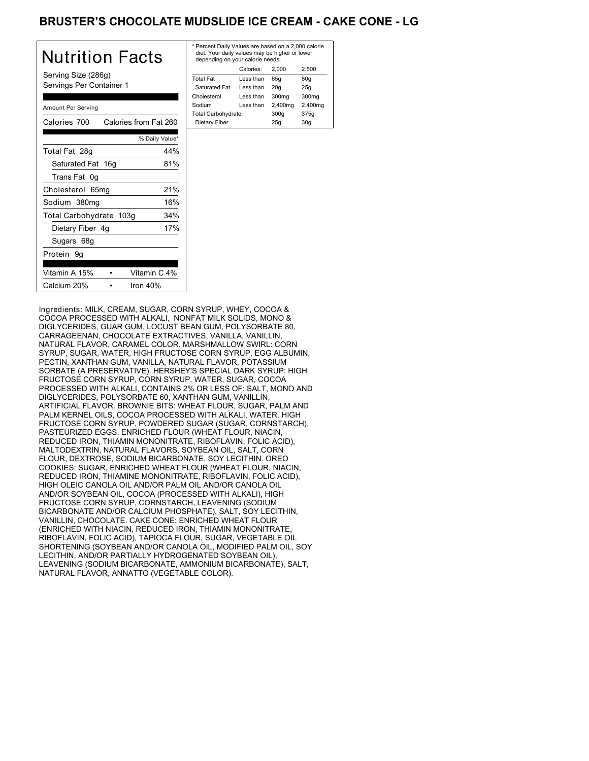# BRUSTER'S CHOCOLATE MUDSLIDE ICE CREAM - CAKE CONE - LG

## Nutrition Facts

Serving Size (286g)
Servings Per Container 1

Amount Per Serving

| Calories 700 | Calories from Fat 260 |
|---|---|
| | % Daily Value* |
| Total Fat 28g | 44% |
| Saturated Fat 16g | 81% |
| Trans Fat 0g | |
| Cholesterol 65mg | 21% |
| Sodium 380mg | 16% |
| Total Carbohydrate 103g | 34% |
| Dietary Fiber 4g | 17% |
| Sugars 68g | |
| Protein 9g | |
| Vitamin A 15% | Vitamin C 4% |
| Calcium 20% | Iron 40% |

* Percent Daily Values are based on a 2,000 calorie diet. Your daily values may be higher or lower depending on your calorie needs:

| | Calories: | 2,000 | 2,500 |
|---|---|---|---|
| Total Fat | Less than | 65g | 80g |
| Saturated Fat | Less than | 20g | 25g |
| Cholesterol | Less than | 300mg | 300mg |
| Sodium | Less than | 2,400mg | 2,400mg |
| Total Carbohydrate | | 300g | 375g |
| Dietary Fiber | | 25g | 30g |

Ingredients: MILK, CREAM, SUGAR, CORN SYRUP, WHEY, COCOA & COCOA PROCESSED WITH ALKALI, NONFAT MILK SOLIDS, MONO & DIGLYCERIDES, GUAR GUM, LOCUST BEAN GUM, POLYSORBATE 80, CARRAGEENAN, CHOCOLATE EXTRACTIVES, VANILLA, VANILLIN, NATURAL FLAVOR, CARAMEL COLOR. MARSHMALLOW SWIRL: CORN SYRUP, SUGAR, WATER, HIGH FRUCTOSE CORN SYRUP, EGG ALBUMIN, PECTIN, XANTHAN GUM, VANILLA, NATURAL FLAVOR, POTASSIUM SORBATE (A PRESERVATIVE). HERSHEY'S SPECIAL DARK SYRUP: HIGH FRUCTOSE CORN SYRUP, CORN SYRUP, WATER, SUGAR, COCOA PROCESSED WITH ALKALI, CONTAINS 2% OR LESS OF: SALT, MONO AND DIGLYCERIDES, POLYSORBATE 60, XANTHAN GUM, VANILLIN, ARTIFICIAL FLAVOR. BROWNIE BITS: WHEAT FLOUR, SUGAR, PALM AND PALM KERNEL OILS, COCOA PROCESSED WITH ALKALI, WATER, HIGH FRUCTOSE CORN SYRUP, POWDERED SUGAR (SUGAR, CORNSTARCH), PASTEURIZED EGGS, ENRICHED FLOUR (WHEAT FLOUR, NIACIN, REDUCED IRON, THIAMIN MONONITRATE, RIBOFLAVIN, FOLIC ACID), MALTODEXTRIN, NATURAL FLAVORS, SOYBEAN OIL, SALT, CORN FLOUR, DEXTROSE, SODIUM BICARBONATE, SOY LECITHIN. OREO COOKIES: SUGAR, ENRICHED WHEAT FLOUR (WHEAT FLOUR, NIACIN, REDUCED IRON, THIAMINE MONONITRATE, RIBOFLAVIN, FOLIC ACID), HIGH OLEIC CANOLA OIL AND/OR PALM OIL AND/OR CANOLA OIL AND/OR SOYBEAN OIL, COCOA (PROCESSED WITH ALKALI), HIGH FRUCTOSE CORN SYRUP, CORNSTARCH, LEAVENING (SODIUM BICARBONATE AND/OR CALCIUM PHOSPHATE), SALT, SOY LECITHIN, VANILLIN, CHOCOLATE. CAKE CONE: ENRICHED WHEAT FLOUR (ENRICHED WITH NIACIN, REDUCED IRON, THIAMIN MONONITRATE, RIBOFLAVIN, FOLIC ACID), TAPIOCA FLOUR, SUGAR, VEGETABLE OIL SHORTENING (SOYBEAN AND/OR CANOLA OIL, MODIFIED PALM OIL, SOY LECITHIN, AND/OR PARTIALLY HYDROGENATED SOYBEAN OIL), LEAVENING (SODIUM BICARBONATE, AMMONIUM BICARBONATE), SALT, NATURAL FLAVOR, ANNATTO (VEGETABLE COLOR).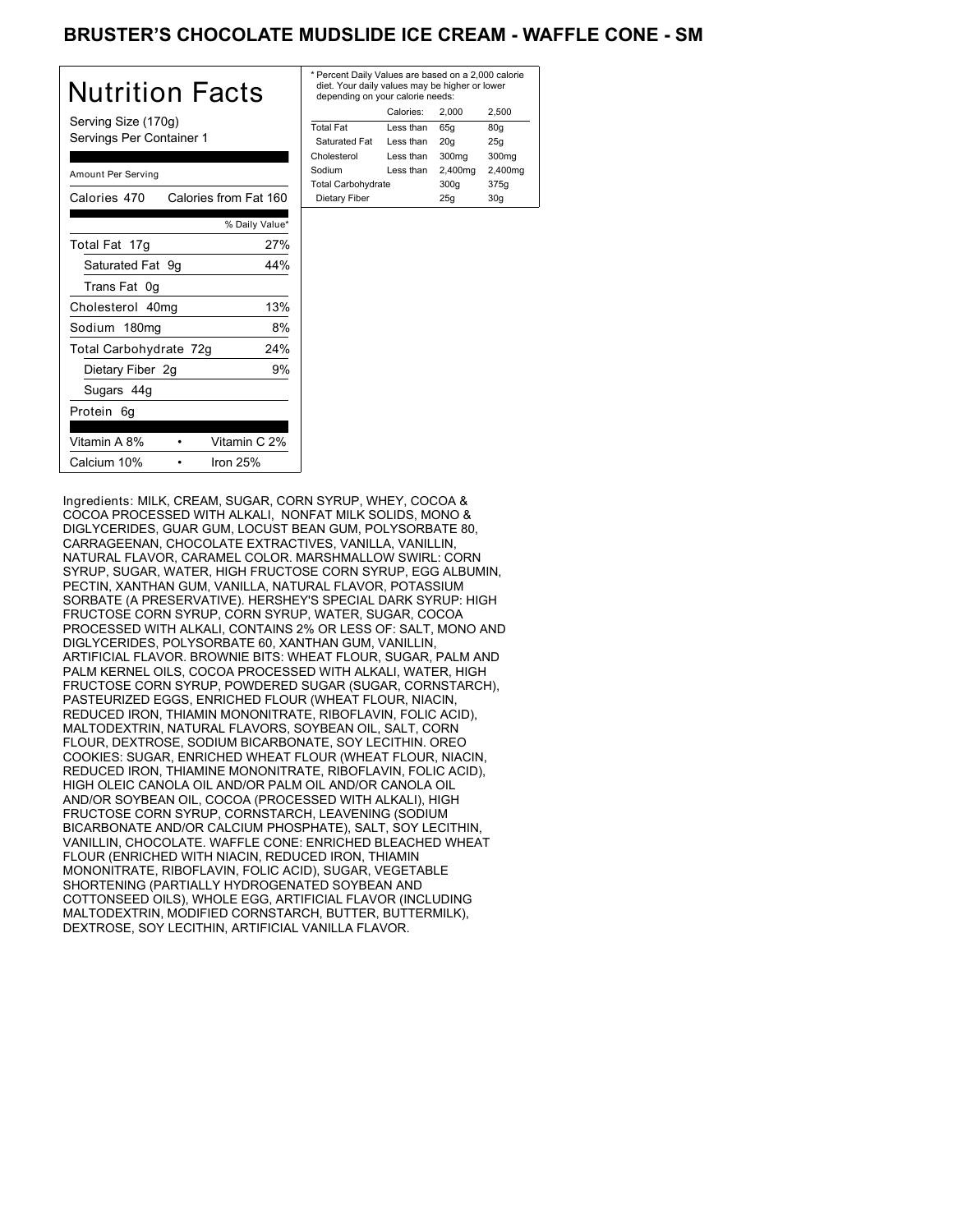# BRUSTER'S CHOCOLATE MUDSLIDE ICE CREAM - WAFFLE CONE - SM

## Nutrition Facts

Serving Size (170g)
Servings Per Container 1

Amount Per Serving

| Calories 470 | Calories from Fat 160 |
| --- | --- |
| | % Daily Value* |
| Total Fat 17g | 27% |
| Saturated Fat 9g | 44% |
| Trans Fat 0g | |
| Cholesterol 40mg | 13% |
| Sodium 180mg | 8% |
| Total Carbohydrate 72g | 24% |
| Dietary Fiber 2g | 9% |
| Sugars 44g | |
| Protein 6g | |

| Vitamin A 8% | • | Vitamin C 2% |
| --- | --- | --- |
| Calcium 10% | • | Iron 25% |

* Percent Daily Values are based on a 2,000 calorie diet. Your daily values may be higher or lower depending on your calorie needs:

| | Calories: | 2,000 | 2,500 |
| --- | --- | --- | --- |
| Total Fat | Less than | 65g | 80g |
| Saturated Fat | Less than | 20g | 25g |
| Cholesterol | Less than | 300mg | 300mg |
| Sodium | Less than | 2,400mg | 2,400mg |
| Total Carbohydrate | | 300g | 375g |
| Dietary Fiber | | 25g | 30g |

Ingredients: MILK, CREAM, SUGAR, CORN SYRUP, WHEY, COCOA & COCOA PROCESSED WITH ALKALI, NONFAT MILK SOLIDS, MONO & DIGLYCERIDES, GUAR GUM, LOCUST BEAN GUM, POLYSORBATE 80, CARRAGEENAN, CHOCOLATE EXTRACTIVES, VANILLA, VANILLIN, NATURAL FLAVOR, CARAMEL COLOR. MARSHMALLOW SWIRL: CORN SYRUP, SUGAR, WATER, HIGH FRUCTOSE CORN SYRUP, EGG ALBUMIN, PECTIN, XANTHAN GUM, VANILLA, NATURAL FLAVOR, POTASSIUM SORBATE (A PRESERVATIVE). HERSHEY'S SPECIAL DARK SYRUP: HIGH FRUCTOSE CORN SYRUP, CORN SYRUP, WATER, SUGAR, COCOA PROCESSED WITH ALKALI, CONTAINS 2% OR LESS OF: SALT, MONO AND DIGLYCERIDES, POLYSORBATE 60, XANTHAN GUM, VANILLIN, ARTIFICIAL FLAVOR. BROWNIE BITS: WHEAT FLOUR, SUGAR, PALM AND PALM KERNEL OILS, COCOA PROCESSED WITH ALKALI, WATER, HIGH FRUCTOSE CORN SYRUP, POWDERED SUGAR (SUGAR, CORNSTARCH), PASTEURIZED EGGS, ENRICHED FLOUR (WHEAT FLOUR, NIACIN, REDUCED IRON, THIAMIN MONONITRATE, RIBOFLAVIN, FOLIC ACID), MALTODEXTRIN, NATURAL FLAVORS, SOYBEAN OIL, SALT, CORN FLOUR, DEXTROSE, SODIUM BICARBONATE, SOY LECITHIN. OREO COOKIES: SUGAR, ENRICHED WHEAT FLOUR (WHEAT FLOUR, NIACIN, REDUCED IRON, THIAMINE MONONITRATE, RIBOFLAVIN, FOLIC ACID), HIGH OLEIC CANOLA OIL AND/OR PALM OIL AND/OR CANOLA OIL AND/OR SOYBEAN OIL, COCOA (PROCESSED WITH ALKALI), HIGH FRUCTOSE CORN SYRUP, CORNSTARCH, LEAVENING (SODIUM BICARBONATE AND/OR CALCIUM PHOSPHATE), SALT, SOY LECITHIN, VANILLIN, CHOCOLATE. WAFFLE CONE: ENRICHED BLEACHED WHEAT FLOUR (ENRICHED WITH NIACIN, REDUCED IRON, THIAMIN MONONITRATE, RIBOFLAVIN, FOLIC ACID), SUGAR, VEGETABLE SHORTENING (PARTIALLY HYDROGENATED SOYBEAN AND COTTONSEED OILS), WHOLE EGG, ARTIFICIAL FLAVOR (INCLUDING MALTODEXTRIN, MODIFIED CORNSTARCH, BUTTER, BUTTERMILK), DEXTROSE, SOY LECITHIN, ARTIFICIAL VANILLA FLAVOR.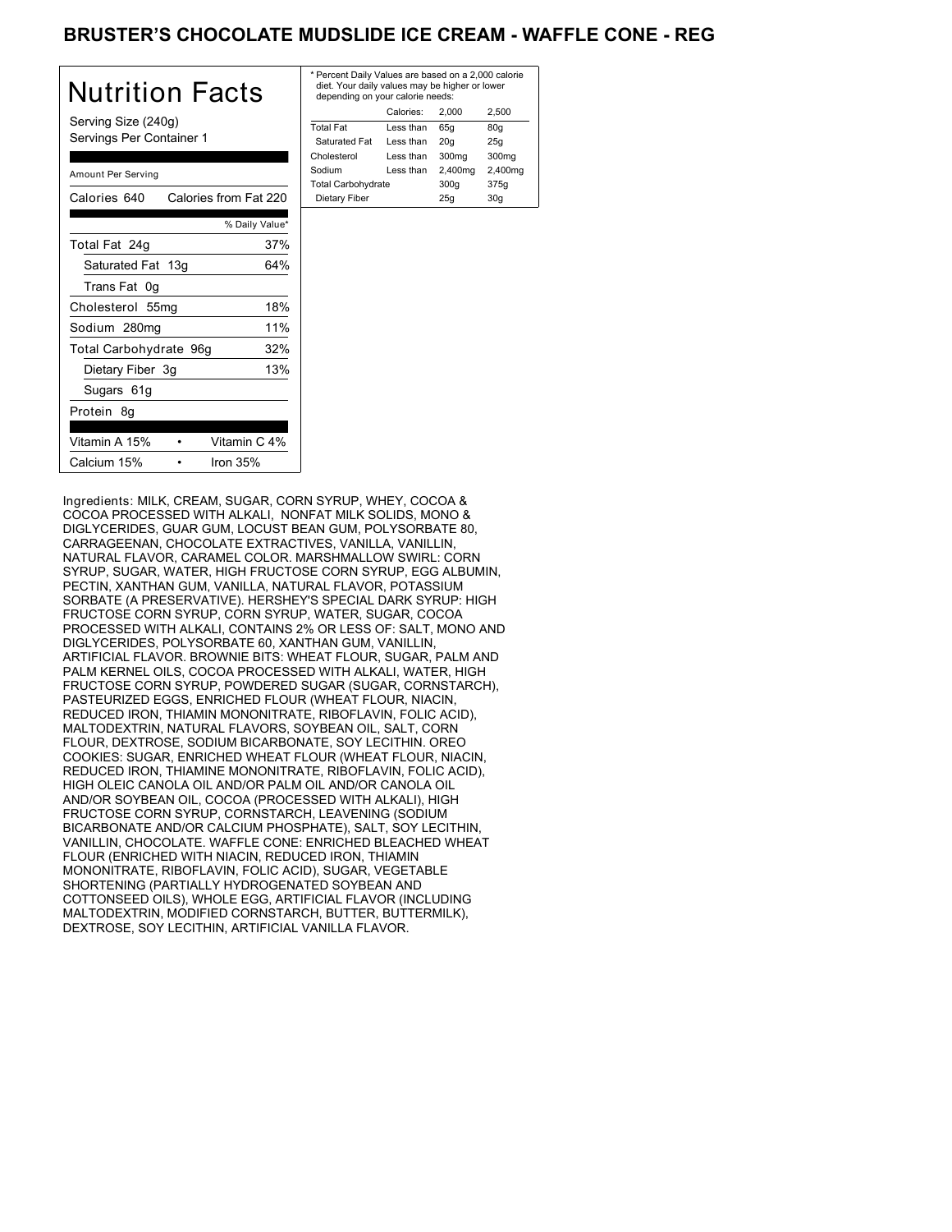# BRUSTER'S CHOCOLATE MUDSLIDE ICE CREAM - WAFFLE CONE - REG

## Nutrition Facts

Serving Size (240g)
Servings Per Container 1

Amount Per Serving

| Calories 640 | Calories from Fat 220 |
|---|---|
| | % Daily Value* |
| Total Fat 24g | 37% |
| Saturated Fat 13g | 64% |
| Trans Fat 0g | |
| Cholesterol 55mg | 18% |
| Sodium 280mg | 11% |
| Total Carbohydrate 96g | 32% |
| Dietary Fiber 3g | 13% |
| Sugars 61g | |
| Protein 8g | |

| Vitamin A 15% | Vitamin C 4% |
|---|---|
| Calcium 15% | Iron 35% |

\* Percent Daily Values are based on a 2,000 calorie diet. Your daily values may be higher or lower depending on your calorie needs:

| | Calories: | 2,000 | 2,500 |
|---|---|---|---|
| Total Fat | Less than | 65g | 80g |
| Saturated Fat | Less than | 20g | 25g |
| Cholesterol | Less than | 300mg | 300mg |
| Sodium | Less than | 2,400mg | 2,400mg |
| Total Carbohydrate | | 300g | 375g |
| Dietary Fiber | | 25g | 30g |

Ingredients: MILK, CREAM, SUGAR, CORN SYRUP, WHEY, COCOA & COCOA PROCESSED WITH ALKALI, NONFAT MILK SOLIDS, MONO & DIGLYCERIDES, GUAR GUM, LOCUST BEAN GUM, POLYSORBATE 80, CARRAGEENAN, CHOCOLATE EXTRACTIVES, VANILLA, VANILLIN, NATURAL FLAVOR, CARAMEL COLOR. MARSHMALLOW SWIRL: CORN SYRUP, SUGAR, WATER, HIGH FRUCTOSE CORN SYRUP, EGG ALBUMIN, PECTIN, XANTHAN GUM, VANILLA, NATURAL FLAVOR, POTASSIUM SORBATE (A PRESERVATIVE). HERSHEY'S SPECIAL DARK SYRUP: HIGH FRUCTOSE CORN SYRUP, CORN SYRUP, WATER, SUGAR, COCOA PROCESSED WITH ALKALI, CONTAINS 2% OR LESS OF: SALT, MONO AND DIGLYCERIDES, POLYSORBATE 60, XANTHAN GUM, VANILLIN, ARTIFICIAL FLAVOR. BROWNIE BITS: WHEAT FLOUR, SUGAR, PALM AND PALM KERNEL OILS, COCOA PROCESSED WITH ALKALI, WATER, HIGH FRUCTOSE CORN SYRUP, POWDERED SUGAR (SUGAR, CORNSTARCH), PASTEURIZED EGGS, ENRICHED FLOUR (WHEAT FLOUR, NIACIN, REDUCED IRON, THIAMIN MONONITRATE, RIBOFLAVIN, FOLIC ACID), MALTODEXTRIN, NATURAL FLAVORS, SOYBEAN OIL, SALT, CORN FLOUR, DEXTROSE, SODIUM BICARBONATE, SOY LECITHIN. OREO COOKIES: SUGAR, ENRICHED WHEAT FLOUR (WHEAT FLOUR, NIACIN, REDUCED IRON, THIAMINE MONONITRATE, RIBOFLAVIN, FOLIC ACID), HIGH OLEIC CANOLA OIL AND/OR PALM OIL AND/OR CANOLA OIL AND/OR SOYBEAN OIL, COCOA (PROCESSED WITH ALKALI), HIGH FRUCTOSE CORN SYRUP, CORNSTARCH, LEAVENING (SODIUM BICARBONATE AND/OR CALCIUM PHOSPHATE), SALT, SOY LECITHIN, VANILLIN, CHOCOLATE. WAFFLE CONE: ENRICHED BLEACHED WHEAT FLOUR (ENRICHED WITH NIACIN, REDUCED IRON, THIAMIN MONONITRATE, RIBOFLAVIN, FOLIC ACID), SUGAR, VEGETABLE SHORTENING (PARTIALLY HYDROGENATED SOYBEAN AND COTTONSEED OILS), WHOLE EGG, ARTIFICIAL FLAVOR (INCLUDING MALTODEXTRIN, MODIFIED CORNSTARCH, BUTTER, BUTTERMILK), DEXTROSE, SOY LECITHIN, ARTIFICIAL VANILLA FLAVOR.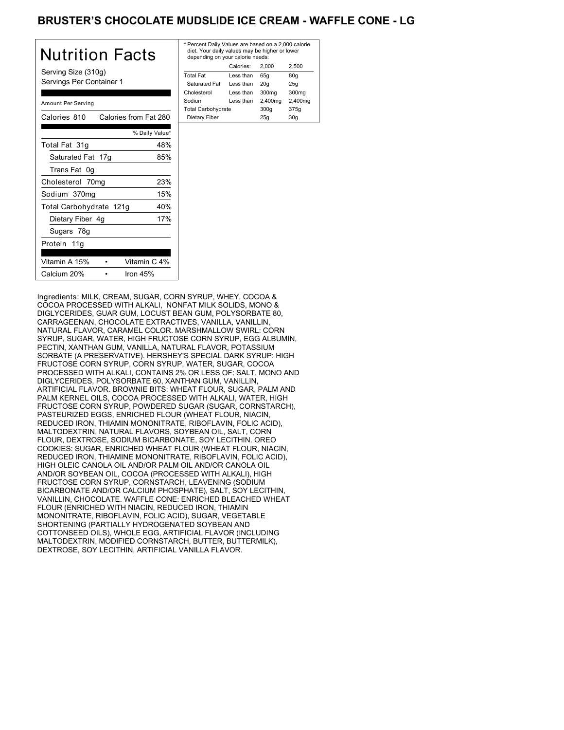# BRUSTER'S CHOCOLATE MUDSLIDE ICE CREAM - WAFFLE CONE - LG

## Nutrition Facts

Serving Size (310g)
Servings Per Container 1

Amount Per Serving

| | |
|---|---|
| Calories 810 | Calories from Fat 280 |
| | % Daily Value* |
| Total Fat 31g | 48% |
| Saturated Fat 17g | 85% |
| Trans Fat 0g | |
| Cholesterol 70mg | 23% |
| Sodium 370mg | 15% |
| Total Carbohydrate 121g | 40% |
| Dietary Fiber 4g | 17% |
| Sugars 78g | |
| Protein 11g | |
| Vitamin A 15% • | Vitamin C 4% |
| Calcium 20% • | Iron 45% |

* Percent Daily Values are based on a 2,000 calorie diet. Your daily values may be higher or lower depending on your calorie needs:

| | | | |
|---|---|---|---|
| | Calories: | 2,000 | 2,500 |
| Total Fat | Less than | 65g | 80g |
| Saturated Fat | Less than | 20g | 25g |
| Cholesterol | Less than | 300mg | 300mg |
| Sodium | Less than | 2,400mg | 2,400mg |
| Total Carbohydrate | | 300g | 375g |
| Dietary Fiber | | 25g | 30g |

Ingredients: MILK, CREAM, SUGAR, CORN SYRUP, WHEY, COCOA & COCOA PROCESSED WITH ALKALI, NONFAT MILK SOLIDS, MONO & DIGLYCERIDES, GUAR GUM, LOCUST BEAN GUM, POLYSORBATE 80, CARRAGEENAN, CHOCOLATE EXTRACTIVES, VANILLA, VANILLIN, NATURAL FLAVOR, CARAMEL COLOR. MARSHMALLOW SWIRL: CORN SYRUP, SUGAR, WATER, HIGH FRUCTOSE CORN SYRUP, EGG ALBUMIN, PECTIN, XANTHAN GUM, VANILLA, NATURAL FLAVOR, POTASSIUM SORBATE (A PRESERVATIVE). HERSHEY'S SPECIAL DARK SYRUP: HIGH FRUCTOSE CORN SYRUP, CORN SYRUP, WATER, SUGAR, COCOA PROCESSED WITH ALKALI, CONTAINS 2% OR LESS OF: SALT, MONO AND DIGLYCERIDES, POLYSORBATE 60, XANTHAN GUM, VANILLIN, ARTIFICIAL FLAVOR. BROWNIE BITS: WHEAT FLOUR, SUGAR, PALM AND PALM KERNEL OILS, COCOA PROCESSED WITH ALKALI, WATER, HIGH FRUCTOSE CORN SYRUP, POWDERED SUGAR (SUGAR, CORNSTARCH), PASTEURIZED EGGS, ENRICHED FLOUR (WHEAT FLOUR, NIACIN, REDUCED IRON, THIAMIN MONONITRATE, RIBOFLAVIN, FOLIC ACID), MALTODEXTRIN, NATURAL FLAVORS, SOYBEAN OIL, SALT, CORN FLOUR, DEXTROSE, SODIUM BICARBONATE, SOY LECITHIN. OREO COOKIES: SUGAR, ENRICHED WHEAT FLOUR (WHEAT FLOUR, NIACIN, REDUCED IRON, THIAMINE MONONITRATE, RIBOFLAVIN, FOLIC ACID), HIGH OLEIC CANOLA OIL AND/OR PALM OIL AND/OR CANOLA OIL AND/OR SOYBEAN OIL, COCOA (PROCESSED WITH ALKALI), HIGH FRUCTOSE CORN SYRUP, CORNSTARCH, LEAVENING (SODIUM BICARBONATE AND/OR CALCIUM PHOSPHATE), SALT, SOY LECITHIN, VANILLIN, CHOCOLATE. WAFFLE CONE: ENRICHED BLEACHED WHEAT FLOUR (ENRICHED WITH NIACIN, REDUCED IRON, THIAMIN MONONITRATE, RIBOFLAVIN, FOLIC ACID), SUGAR, VEGETABLE SHORTENING (PARTIALLY HYDROGENATED SOYBEAN AND COTTONSEED OILS), WHOLE EGG, ARTIFICIAL FLAVOR (INCLUDING MALTODEXTRIN, MODIFIED CORNSTARCH, BUTTER, BUTTERMILK), DEXTROSE, SOY LECITHIN, ARTIFICIAL VANILLA FLAVOR.